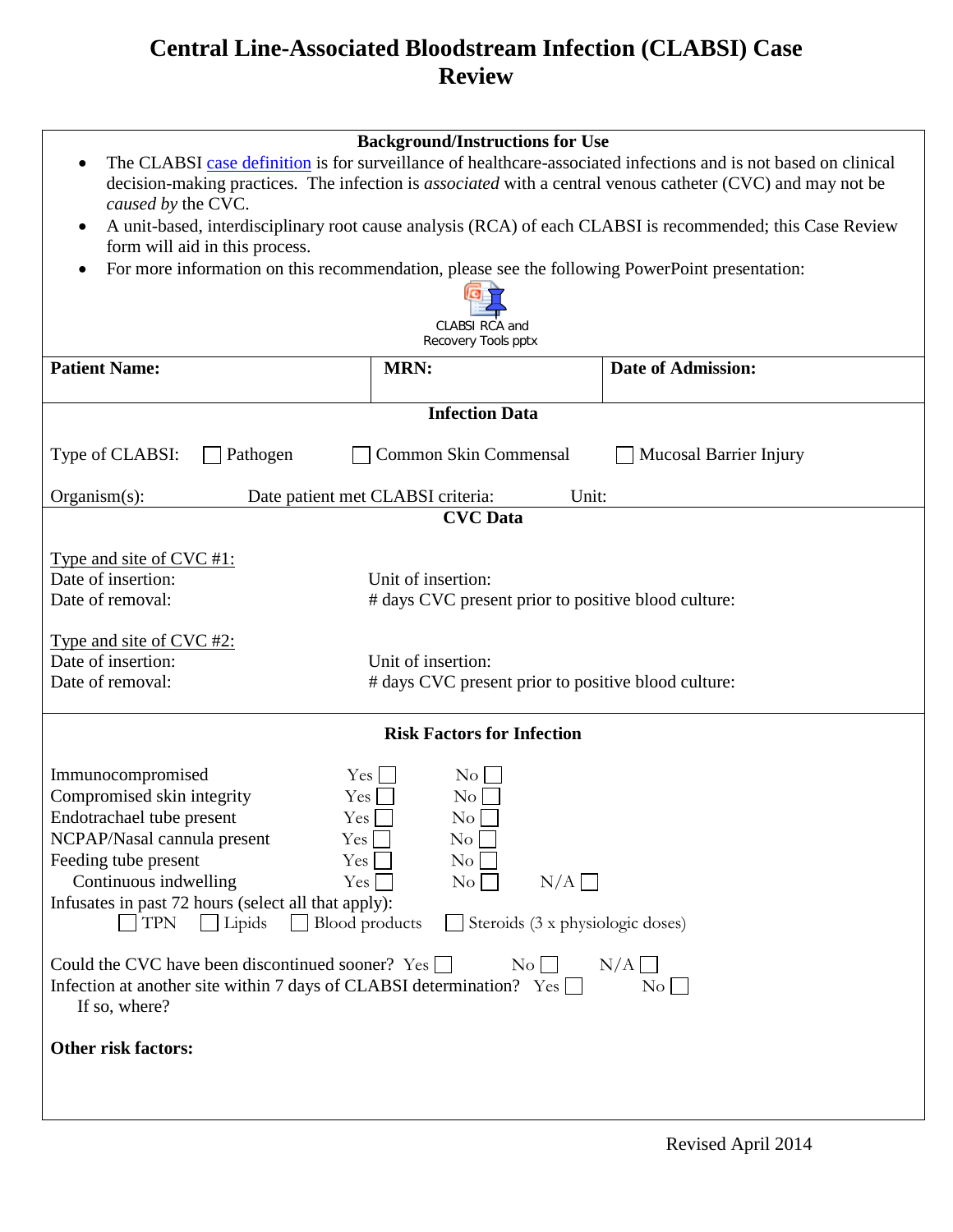# Central Line-Associated Bloodstream Infection (CLABSI) Case Review

**Background/Instructions for Use**

- The CLABSI case definition is for surveillance of healthcare-associated infections and is not based on clinical decision-making practices. The infection is *associated* with a central venous catheter (CVC) and may not be *caused by* the CVC.
- A unit-based, interdisciplinary root cause analysis (RCA) of each CLABSI is recommended; this Case Review form will aid in this process.
- For more information on this recommendation, please see the following PowerPoint presentation:

CLABSI RCA and Recovery Tools pptx

| **Patient Name:** | **MRN:** | **Date of Admission:** |
|---|---|---|
| | | |

**Infection Data**

Type of CLABSI: ☐ Pathogen ☐ Common Skin Commensal ☐ Mucosal Barrier Injury

Organism(s): Date patient met CLABSI criteria: Unit:

**CVC Data**

Type and site of CVC #1:
Date of insertion: Unit of insertion:
Date of removal: # days CVC present prior to positive blood culture:

Type and site of CVC #2:
Date of insertion: Unit of insertion:
Date of removal: # days CVC present prior to positive blood culture:

**Risk Factors for Infection**

| | | | |
|---|---|---|---|
| Immunocompromised | Yes ☐ | No ☐ | |
| Compromised skin integrity | Yes ☐ | No ☐ | |
| Endotrachael tube present | Yes ☐ | No ☐ | |
| NCPAP/Nasal cannula present | Yes ☐ | No ☐ | |
| Feeding tube present | Yes ☐ | No ☐ | |
| Continuous indwelling | Yes ☐ | No ☐ | N/A ☐ |

Infusates in past 72 hours (select all that apply):
☐ TPN ☐ Lipids ☐ Blood products ☐ Steroids (3 x physiologic doses)

Could the CVC have been discontinued sooner? Yes ☐ No ☐ N/A ☐
Infection at another site within 7 days of CLABSI determination? Yes ☐ No ☐
If so, where?

**Other risk factors:**

Revised April 2014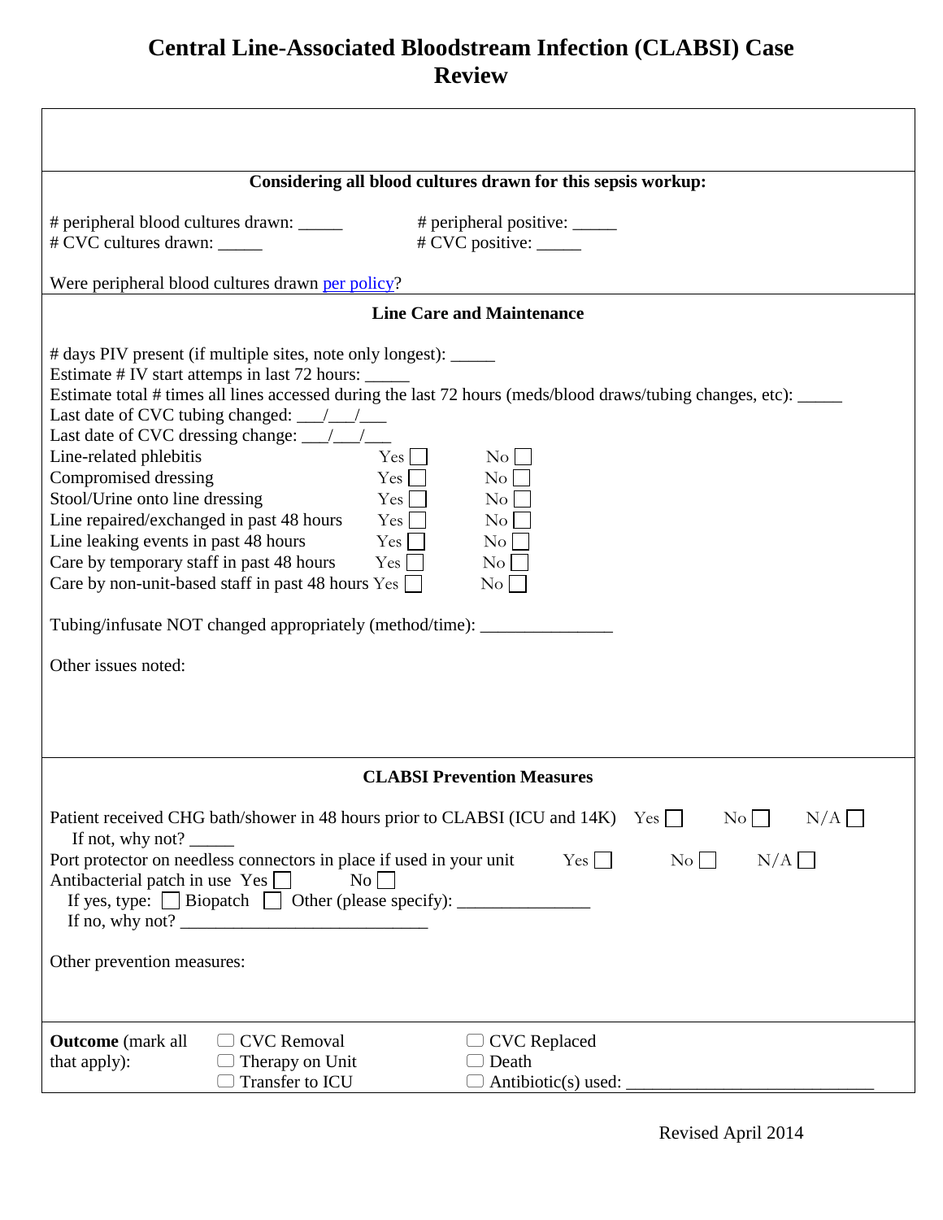# Central Line-Associated Bloodstream Infection (CLABSI) Case Review

**Considering all blood cultures drawn for this sepsis workup:**

# peripheral blood cultures drawn: _____ # peripheral positive: _____

# CVC cultures drawn: _____ # CVC positive: _____

Were peripheral blood cultures drawn per policy?

**Line Care and Maintenance**

# days PIV present (if multiple sites, note only longest): _____

Estimate # IV start attemps in last 72 hours: _____

Estimate total # times all lines accessed during the last 72 hours (meds/blood draws/tubing changes, etc): _____

Last date of CVC tubing changed: ___/___/___

Last date of CVC dressing change: ___/___/___

| | | |
|---|---|---|
| Line-related phlebitis | Yes ☐ | No ☐ |
| Compromised dressing | Yes ☐ | No ☐ |
| Stool/Urine onto line dressing | Yes ☐ | No ☐ |
| Line repaired/exchanged in past 48 hours | Yes ☐ | No ☐ |
| Line leaking events in past 48 hours | Yes ☐ | No ☐ |
| Care by temporary staff in past 48 hours | Yes ☐ | No ☐ |
| Care by non-unit-based staff in past 48 hours | Yes ☐ | No ☐ |

Tubing/infusate NOT changed appropriately (method/time): _______________

Other issues noted:

**CLABSI Prevention Measures**

Patient received CHG bath/shower in 48 hours prior to CLABSI (ICU and 14K) Yes ☐ No ☐ N/A ☐

If not, why not? _____

Port protector on needless connectors in place if used in your unit Yes ☐ No ☐ N/A ☐

Antibacterial patch in use Yes ☐ No ☐

If yes, type: ☐ Biopatch ☐ Other (please specify): _______________

If no, why not? ____________________________

Other prevention measures:

**Outcome** (mark all that apply):

- ☐ CVC Removal
- ☐ Therapy on Unit
- ☐ Transfer to ICU
- ☐ CVC Replaced
- ☐ Death
- ☐ Antibiotic(s) used: ___________________________

Revised April 2014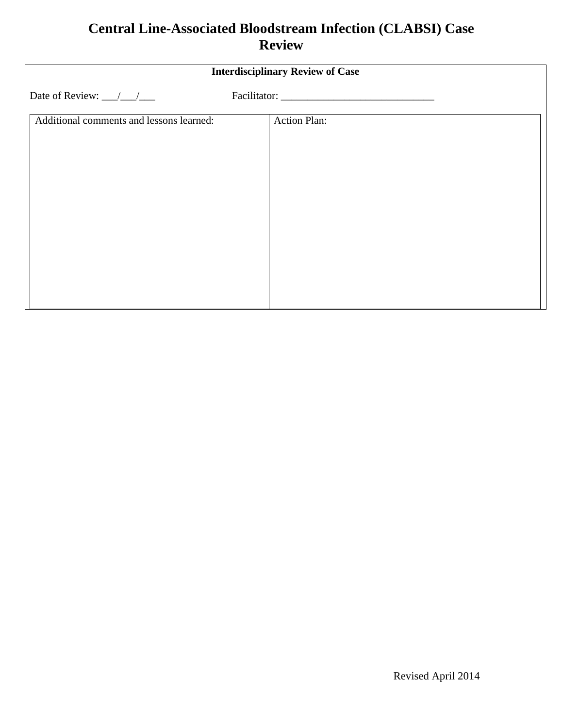# Central Line-Associated Bloodstream Infection (CLABSI) Case Review

**Interdisciplinary Review of Case**

Date of Review: ___/___/___ Facilitator: _____________________________

| Additional comments and lessons learned: | Action Plan: |
|---|---|
| | |

Revised April 2014